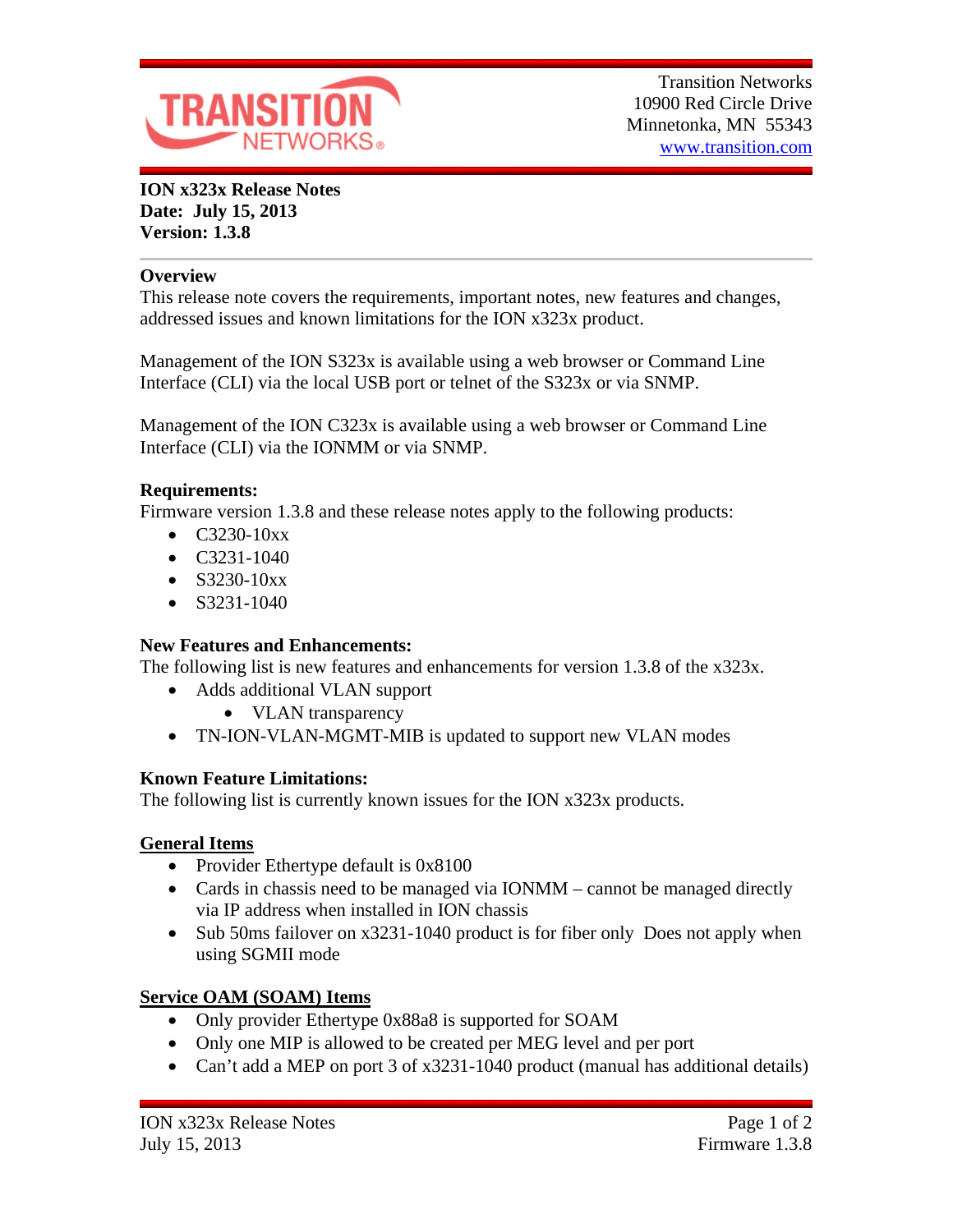Transition Networks
10900 Red Circle Drive
Minnetonka, MN 55343
www.transition.com

**ION x323x Release Notes**
**Date: July 15, 2013**
**Version: 1.3.8**

## Overview

This release note covers the requirements, important notes, new features and changes, addressed issues and known limitations for the ION x323x product.

Management of the ION S323x is available using a web browser or Command Line Interface (CLI) via the local USB port or telnet of the S323x or via SNMP.

Management of the ION C323x is available using a web browser or Command Line Interface (CLI) via the IONMM or via SNMP.

## Requirements:

Firmware version 1.3.8 and these release notes apply to the following products:

- C3230-10xx
- C3231-1040
- S3230-10xx
- S3231-1040

## New Features and Enhancements:

The following list is new features and enhancements for version 1.3.8 of the x323x.

- Adds additional VLAN support
    - VLAN transparency
- TN-ION-VLAN-MGMT-MIB is updated to support new VLAN modes

## Known Feature Limitations:

The following list is currently known issues for the ION x323x products.

### General Items

- Provider Ethertype default is 0x8100
- Cards in chassis need to be managed via IONMM – cannot be managed directly via IP address when installed in ION chassis
- Sub 50ms failover on x3231-1040 product is for fiber only  Does not apply when using SGMII mode

### Service OAM (SOAM) Items

- Only provider Ethertype 0x88a8 is supported for SOAM
- Only one MIP is allowed to be created per MEG level and per port
- Can't add a MEP on port 3 of x3231-1040 product (manual has additional details)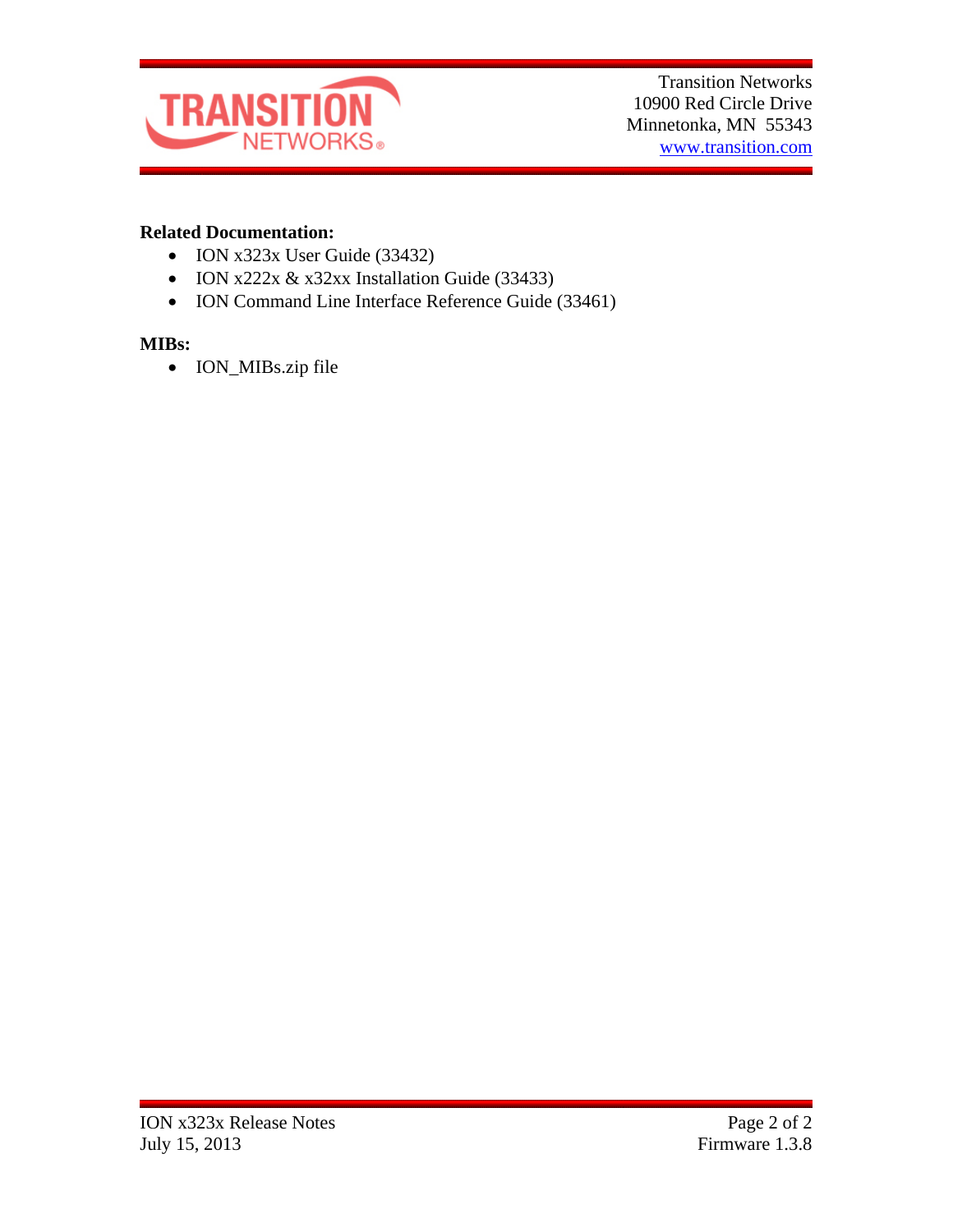**Related Documentation:**

- ION x323x User Guide (33432)
- ION x222x & x32xx Installation Guide (33433)
- ION Command Line Interface Reference Guide (33461)

**MIBs:**

- ION_MIBs.zip file